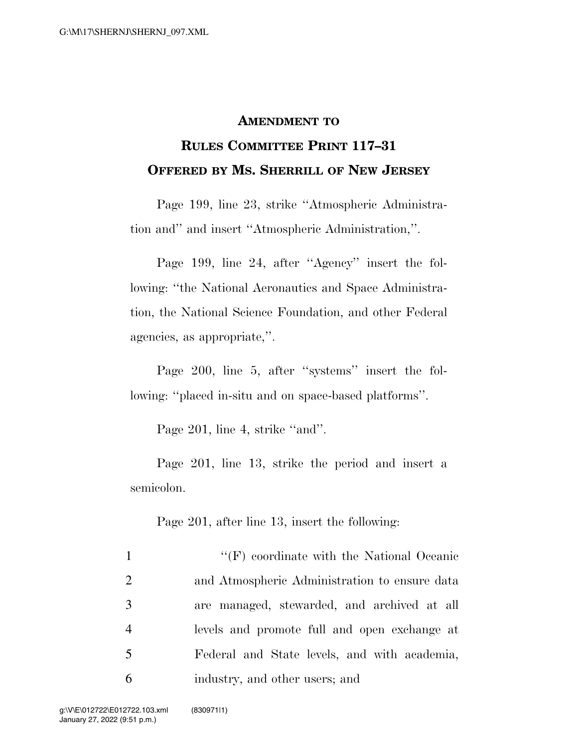# AMENDMENT TO RULES COMMITTEE PRINT 117–31 OFFERED BY MS. SHERRILL OF NEW JERSEY

Page 199, line 23, strike "Atmospheric Administration and" and insert "Atmospheric Administration,".

Page 199, line 24, after "Agency" insert the following: "the National Aeronautics and Space Administration, the National Science Foundation, and other Federal agencies, as appropriate,".

Page 200, line 5, after "systems" insert the following: "placed in-situ and on space-based platforms".

Page 201, line 4, strike "and".

Page 201, line 13, strike the period and insert a semicolon.

Page 201, after line 13, insert the following:

1 "(F) coordinate with the National Oceanic
2 and Atmospheric Administration to ensure data
3 are managed, stewarded, and archived at all
4 levels and promote full and open exchange at
5 Federal and State levels, and with academia,
6 industry, and other users; and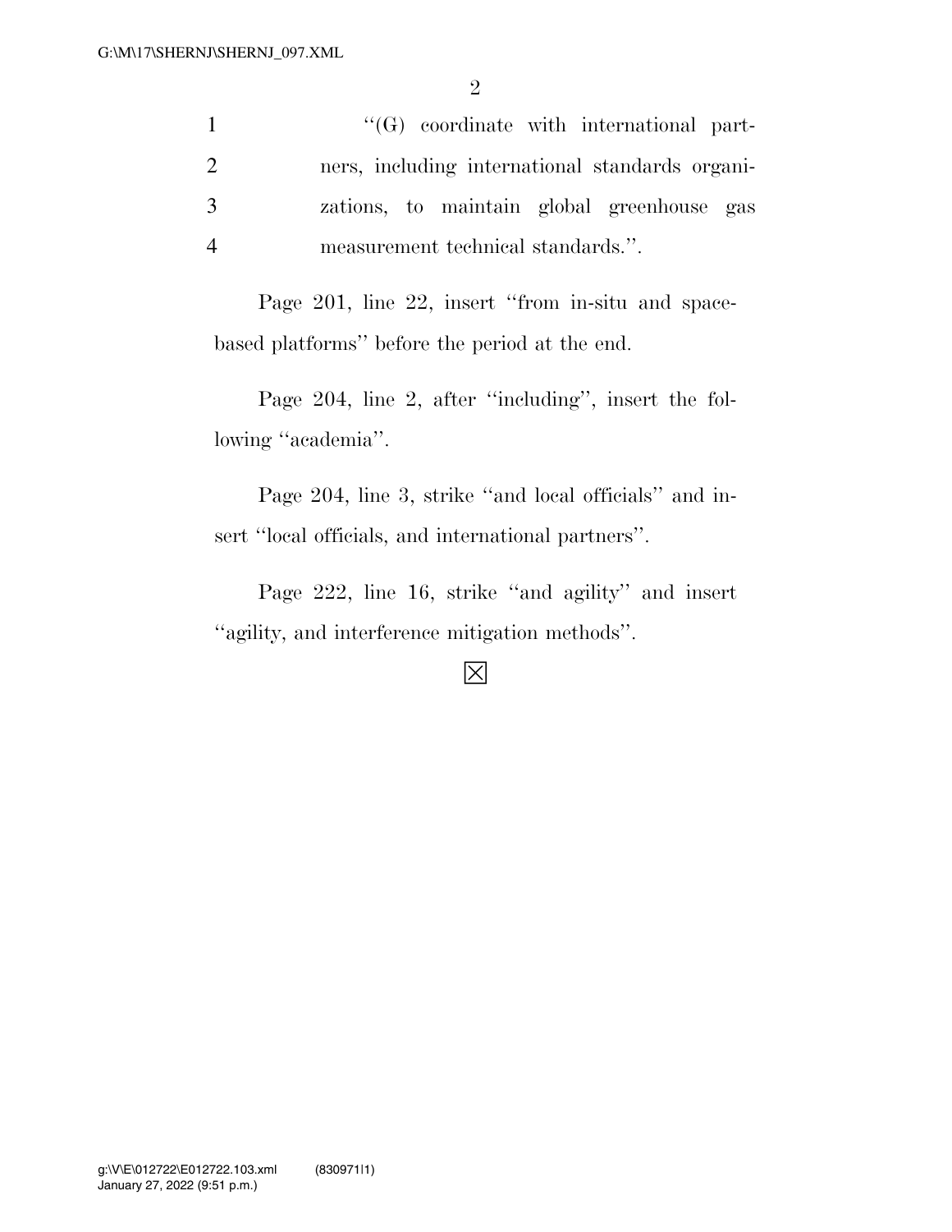"(G) coordinate with international partners, including international standards organizations, to maintain global greenhouse gas measurement technical standards.".

Page 201, line 22, insert "from in-situ and space-based platforms" before the period at the end.

Page 204, line 2, after "including", insert the following "academia".

Page 204, line 3, strike "and local officials" and insert "local officials, and international partners".

Page 222, line 16, strike "and agility" and insert "agility, and interference mitigation methods".

☒